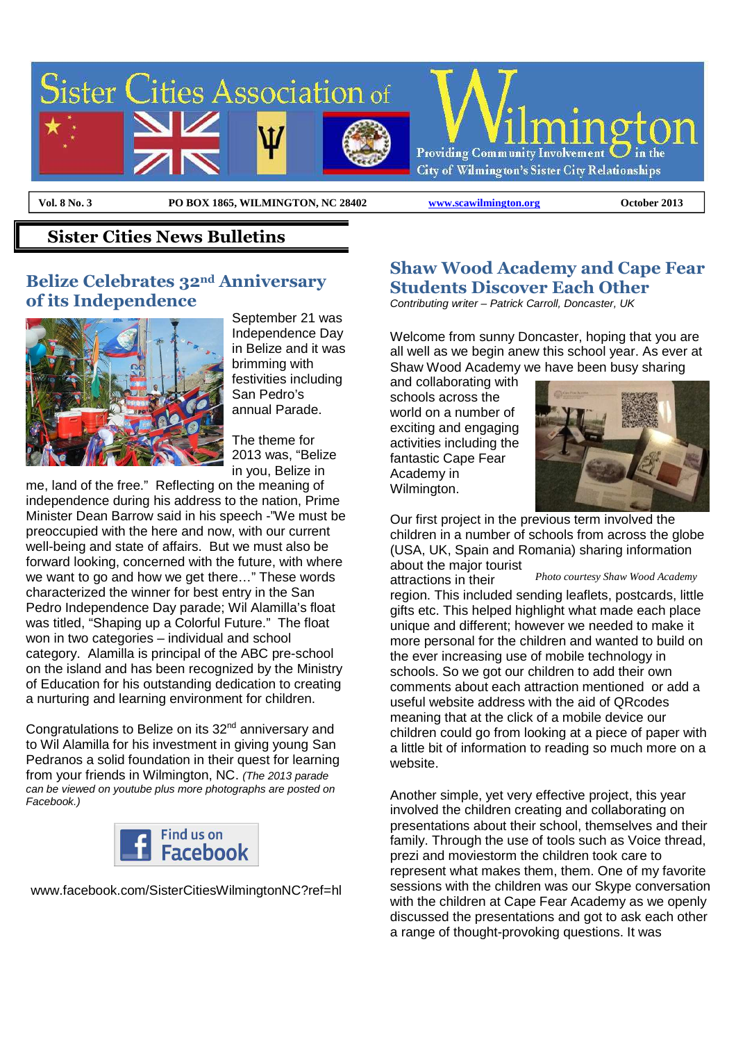# Sister Cities Association of Wilmington

Providing Community Involvement in the City of Wilmington's Sister City Relationships

**Vol. 8 No. 3** | **PO BOX 1865, WILMINGTON, NC 28402** | **[www.scawilmington.org](http://www.scawilmington.org)** | **October 2013**

## Sister Cities News Bulletins

### Belize Celebrates 32nd Anniversary of its Independence

September 21 was Independence Day in Belize and it was brimming with festivities including San Pedro's annual Parade.

The theme for 2013 was, "Belize in you, Belize in me, land of the free." Reflecting on the meaning of independence during his address to the nation, Prime Minister Dean Barrow said in his speech -"We must be preoccupied with the here and now, with our current well-being and state of affairs. But we must also be forward looking, concerned with the future, with where we want to go and how we get there…" These words characterized the winner for best entry in the San Pedro Independence Day parade; Wil Alamilla's float was titled, "Shaping up a Colorful Future." The float won in two categories – individual and school category. Alamilla is principal of the ABC pre-school on the island and has been recognized by the Ministry of Education for his outstanding dedication to creating a nurturing and learning environment for children.

Congratulations to Belize on its 32nd anniversary and to Wil Alamilla for his investment in giving young San Pedranos a solid foundation in their quest for learning from your friends in Wilmington, NC. *(The 2013 parade can be viewed on youtube plus more photographs are posted on Facebook.)*

Find us on Facebook

www.facebook.com/SisterCitiesWilmingtonNC?ref=hl

### Shaw Wood Academy and Cape Fear Students Discover Each Other

*Contributing writer – Patrick Carroll, Doncaster, UK*

Welcome from sunny Doncaster, hoping that you are all well as we begin anew this school year. As ever at Shaw Wood Academy we have been busy sharing and collaborating with schools across the world on a number of exciting and engaging activities including the fantastic Cape Fear Academy in Wilmington.

*Photo courtesy Shaw Wood Academy*

Our first project in the previous term involved the children in a number of schools from across the globe (USA, UK, Spain and Romania) sharing information about the major tourist attractions in their region. This included sending leaflets, postcards, little gifts etc. This helped highlight what made each place unique and different; however we needed to make it more personal for the children and wanted to build on the ever increasing use of mobile technology in schools. So we got our children to add their own comments about each attraction mentioned or add a useful website address with the aid of QRcodes meaning that at the click of a mobile device our children could go from looking at a piece of paper with a little bit of information to reading so much more on a website.

Another simple, yet very effective project, this year involved the children creating and collaborating on presentations about their school, themselves and their family. Through the use of tools such as Voice thread, prezi and moviestorm the children took care to represent what makes them, them. One of my favorite sessions with the children was our Skype conversation with the children at Cape Fear Academy as we openly discussed the presentations and got to ask each other a range of thought-provoking questions. It was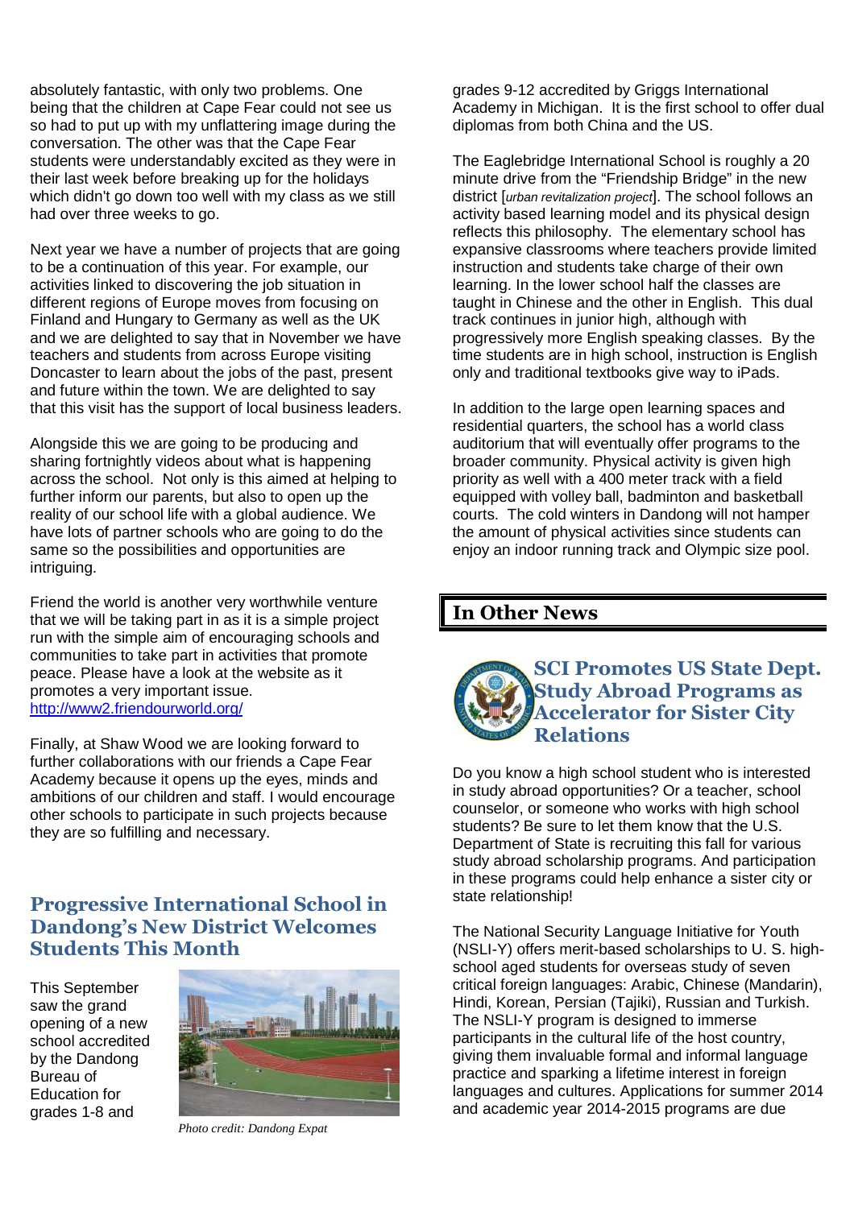absolutely fantastic, with only two problems. One being that the children at Cape Fear could not see us so had to put up with my unflattering image during the conversation. The other was that the Cape Fear students were understandably excited as they were in their last week before breaking up for the holidays which didn't go down too well with my class as we still had over three weeks to go.

Next year we have a number of projects that are going to be a continuation of this year. For example, our activities linked to discovering the job situation in different regions of Europe moves from focusing on Finland and Hungary to Germany as well as the UK and we are delighted to say that in November we have teachers and students from across Europe visiting Doncaster to learn about the jobs of the past, present and future within the town. We are delighted to say that this visit has the support of local business leaders.

Alongside this we are going to be producing and sharing fortnightly videos about what is happening across the school. Not only is this aimed at helping to further inform our parents, but also to open up the reality of our school life with a global audience. We have lots of partner schools who are going to do the same so the possibilities and opportunities are intriguing.

Friend the world is another very worthwhile venture that we will be taking part in as it is a simple project run with the simple aim of encouraging schools and communities to take part in activities that promote peace. Please have a look at the website as it promotes a very important issue.
http://www2.friendourworld.org/

Finally, at Shaw Wood we are looking forward to further collaborations with our friends a Cape Fear Academy because it opens up the eyes, minds and ambitions of our children and staff. I would encourage other schools to participate in such projects because they are so fulfilling and necessary.

## Progressive International School in Dandong's New District Welcomes Students This Month

This September saw the grand opening of a new school accredited by the Dandong Bureau of Education for grades 1-8 and grades 9-12 accredited by Griggs International Academy in Michigan. It is the first school to offer dual diplomas from both China and the US.

*Photo credit: Dandong Expat*

The Eaglebridge International School is roughly a 20 minute drive from the "Friendship Bridge" in the new district [*urban revitalization project*]. The school follows an activity based learning model and its physical design reflects this philosophy. The elementary school has expansive classrooms where teachers provide limited instruction and students take charge of their own learning. In the lower school half the classes are taught in Chinese and the other in English. This dual track continues in junior high, although with progressively more English speaking classes. By the time students are in high school, instruction is English only and traditional textbooks give way to iPads.

In addition to the large open learning spaces and residential quarters, the school has a world class auditorium that will eventually offer programs to the broader community. Physical activity is given high priority as well with a 400 meter track with a field equipped with volley ball, badminton and basketball courts. The cold winters in Dandong will not hamper the amount of physical activities since students can enjoy an indoor running track and Olympic size pool.

# In Other News

## SCI Promotes US State Dept. Study Abroad Programs as Accelerator for Sister City Relations

Do you know a high school student who is interested in study abroad opportunities? Or a teacher, school counselor, or someone who works with high school students? Be sure to let them know that the U.S. Department of State is recruiting this fall for various study abroad scholarship programs. And participation in these programs could help enhance a sister city or state relationship!

The National Security Language Initiative for Youth (NSLI-Y) offers merit-based scholarships to U. S. high-school aged students for overseas study of seven critical foreign languages: Arabic, Chinese (Mandarin), Hindi, Korean, Persian (Tajiki), Russian and Turkish. The NSLI-Y program is designed to immerse participants in the cultural life of the host country, giving them invaluable formal and informal language practice and sparking a lifetime interest in foreign languages and cultures. Applications for summer 2014 and academic year 2014-2015 programs are due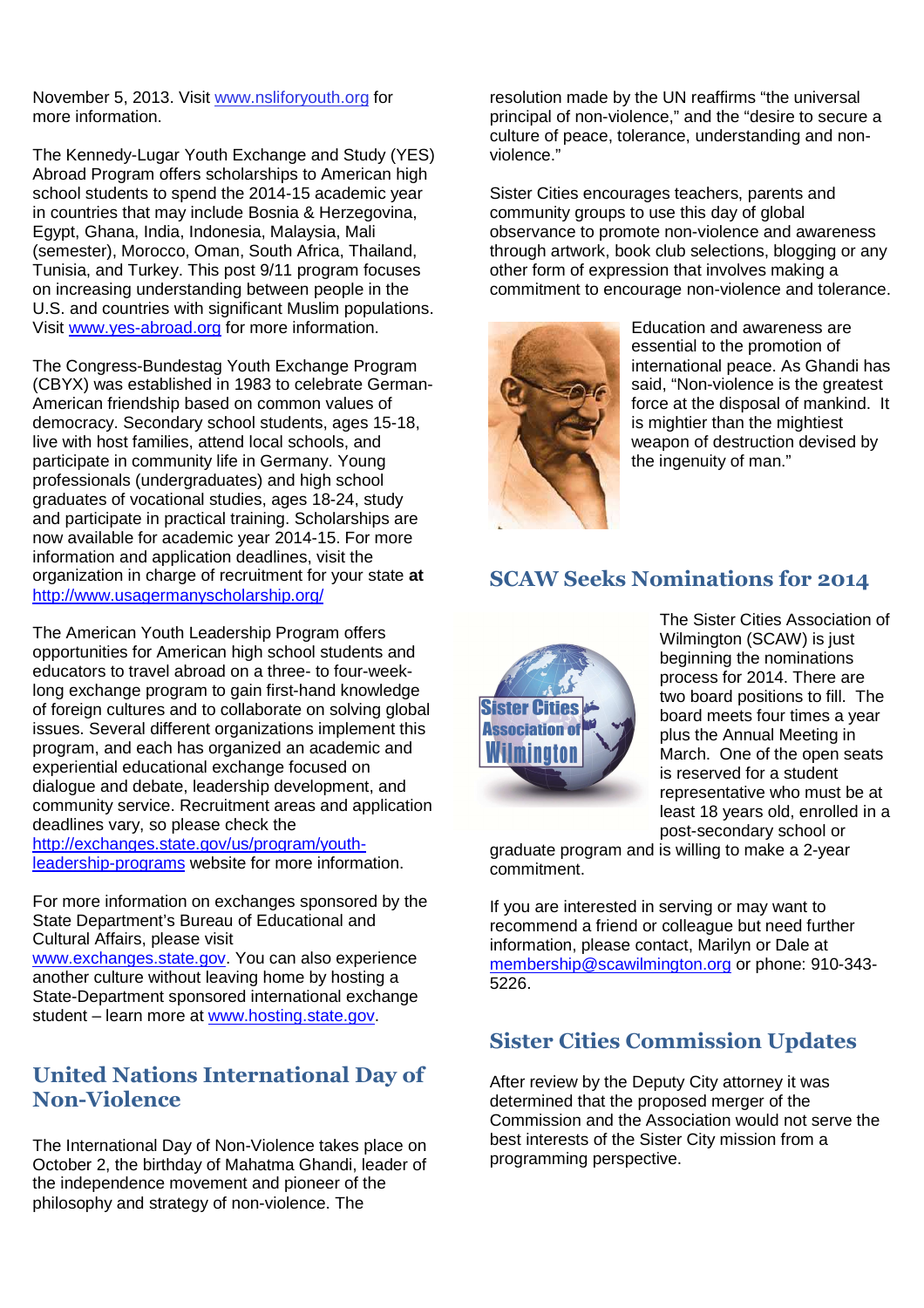November 5, 2013. Visit [www.nsliforyouth.org](http://www.nsliforyouth.org) for more information.

The Kennedy-Lugar Youth Exchange and Study (YES) Abroad Program offers scholarships to American high school students to spend the 2014-15 academic year in countries that may include Bosnia & Herzegovina, Egypt, Ghana, India, Indonesia, Malaysia, Mali (semester), Morocco, Oman, South Africa, Thailand, Tunisia, and Turkey. This post 9/11 program focuses on increasing understanding between people in the U.S. and countries with significant Muslim populations. Visit [www.yes-abroad.org](http://www.yes-abroad.org) for more information.

The Congress-Bundestag Youth Exchange Program (CBYX) was established in 1983 to celebrate German-American friendship based on common values of democracy. Secondary school students, ages 15-18, live with host families, attend local schools, and participate in community life in Germany. Young professionals (undergraduates) and high school graduates of vocational studies, ages 18-24, study and participate in practical training. Scholarships are now available for academic year 2014-15. For more information and application deadlines, visit the organization in charge of recruitment for your state **at** [http://www.usagermanyscholarship.org/](http://www.usagermanyscholarship.org/)

The American Youth Leadership Program offers opportunities for American high school students and educators to travel abroad on a three- to four-week-long exchange program to gain first-hand knowledge of foreign cultures and to collaborate on solving global issues. Several different organizations implement this program, and each has organized an academic and experiential educational exchange focused on dialogue and debate, leadership development, and community service. Recruitment areas and application deadlines vary, so please check the [http://exchanges.state.gov/us/program/youth-leadership-programs](http://exchanges.state.gov/us/program/youth-leadership-programs) website for more information.

For more information on exchanges sponsored by the State Department's Bureau of Educational and Cultural Affairs, please visit [www.exchanges.state.gov](http://www.exchanges.state.gov). You can also experience another culture without leaving home by hosting a State-Department sponsored international exchange student – learn more at [www.hosting.state.gov](http://www.hosting.state.gov).

## United Nations International Day of Non-Violence

The International Day of Non-Violence takes place on October 2, the birthday of Mahatma Ghandi, leader of the independence movement and pioneer of the philosophy and strategy of non-violence. The resolution made by the UN reaffirms "the universal principal of non-violence," and the "desire to secure a culture of peace, tolerance, understanding and non-violence."

Sister Cities encourages teachers, parents and community groups to use this day of global observance to promote non-violence and awareness through artwork, book club selections, blogging or any other form of expression that involves making a commitment to encourage non-violence and tolerance.

Education and awareness are essential to the promotion of international peace. As Ghandi has said, "Non-violence is the greatest force at the disposal of mankind. It is mightier than the mightiest weapon of destruction devised by the ingenuity of man."

## SCAW Seeks Nominations for 2014

The Sister Cities Association of Wilmington (SCAW) is just beginning the nominations process for 2014. There are two board positions to fill. The board meets four times a year plus the Annual Meeting in March. One of the open seats is reserved for a student representative who must be at least 18 years old, enrolled in a post-secondary school or graduate program and is willing to make a 2-year commitment.

If you are interested in serving or may want to recommend a friend or colleague but need further information, please contact, Marilyn or Dale at [membership@scawilmington.org](mailto:membership@scawilmington.org) or phone: 910-343-5226.

## Sister Cities Commission Updates

After review by the Deputy City attorney it was determined that the proposed merger of the Commission and the Association would not serve the best interests of the Sister City mission from a programming perspective.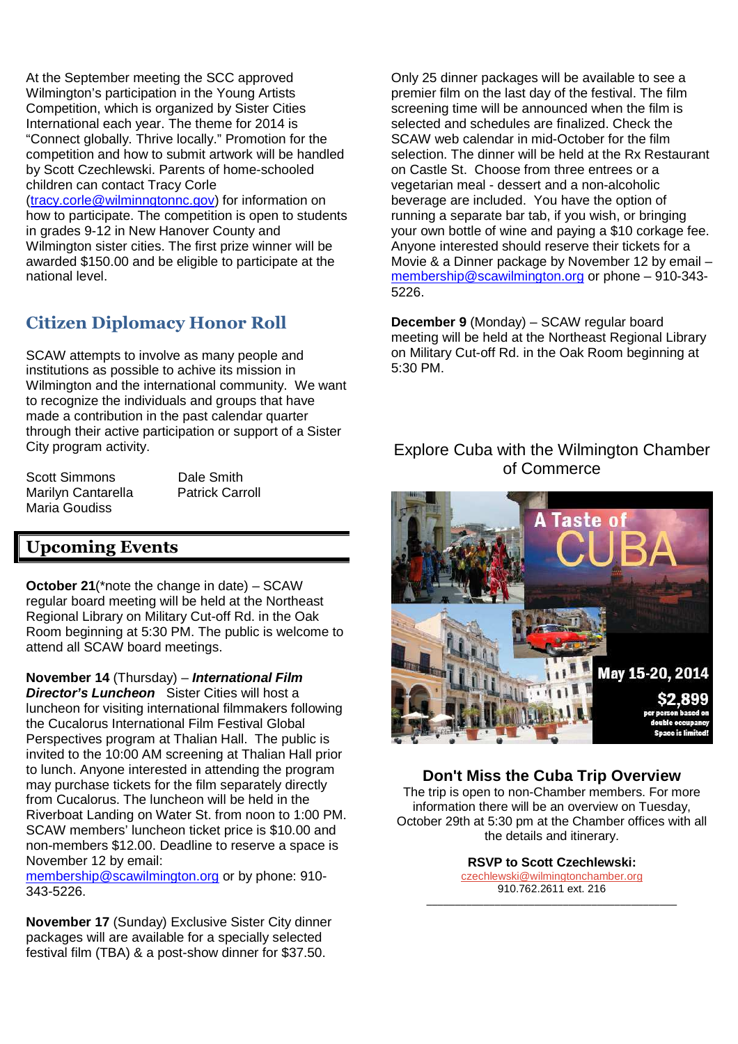At the September meeting the SCC approved Wilmington's participation in the Young Artists Competition, which is organized by Sister Cities International each year. The theme for 2014 is "Connect globally. Thrive locally." Promotion for the competition and how to submit artwork will be handled by Scott Czechlewski. Parents of home-schooled children can contact Tracy Corle (tracy.corle@wilminngtonnc.gov) for information on how to participate. The competition is open to students in grades 9-12 in New Hanover County and Wilmington sister cities. The first prize winner will be awarded $150.00 and be eligible to participate at the national level.

## Citizen Diplomacy Honor Roll

SCAW attempts to involve as many people and institutions as possible to achive its mission in Wilmington and the international community. We want to recognize the individuals and groups that have made a contribution in the past calendar quarter through their active participation or support of a Sister City program activity.

| | |
|---|---|
| Scott Simmons | Dale Smith |
| Marilyn Cantarella | Patrick Carroll |
| Maria Goudiss | |

## Upcoming Events

**October 21**(*note the change in date) – SCAW regular board meeting will be held at the Northeast Regional Library on Military Cut-off Rd. in the Oak Room beginning at 5:30 PM. The public is welcome to attend all SCAW board meetings.

**November 14** (Thursday) – ***International Film Director's Luncheon*** Sister Cities will host a luncheon for visiting international filmmakers following the Cucalorus International Film Festival Global Perspectives program at Thalian Hall. The public is invited to the 10:00 AM screening at Thalian Hall prior to lunch. Anyone interested in attending the program may purchase tickets for the film separately directly from Cucalorus. The luncheon will be held in the Riverboat Landing on Water St. from noon to 1:00 PM. SCAW members' luncheon ticket price is $10.00 and non-members $12.00. Deadline to reserve a space is November 12 by email: membership@scawilmington.org or by phone: 910-343-5226.

**November 17** (Sunday) Exclusive Sister City dinner packages will are available for a specially selected festival film (TBA) & a post-show dinner for $37.50. Only 25 dinner packages will be available to see a premier film on the last day of the festival. The film screening time will be announced when the film is selected and schedules are finalized. Check the SCAW web calendar in mid-October for the film selection. The dinner will be held at the Rx Restaurant on Castle St. Choose from three entrees or a vegetarian meal - dessert and a non-alcoholic beverage are included. You have the option of running a separate bar tab, if you wish, or bringing your own bottle of wine and paying a $10 corkage fee. Anyone interested should reserve their tickets for a Movie & a Dinner package by November 12 by email – membership@scawilmington.org or phone – 910-343-5226.

**December 9** (Monday) – SCAW regular board meeting will be held at the Northeast Regional Library on Military Cut-off Rd. in the Oak Room beginning at 5:30 PM.

### Explore Cuba with the Wilmington Chamber of Commerce

A Taste of CUBA

May 15-20, 2014

$2,899

per person based on double occupancy

Space is limited!

### Don't Miss the Cuba Trip Overview

The trip is open to non-Chamber members. For more information there will be an overview on Tuesday, October 29th at 5:30 pm at the Chamber offices with all the details and itinerary.

**RSVP to Scott Czechlewski:**
czechlewski@wilmingtonchamber.org
910.762.2611 ext. 216